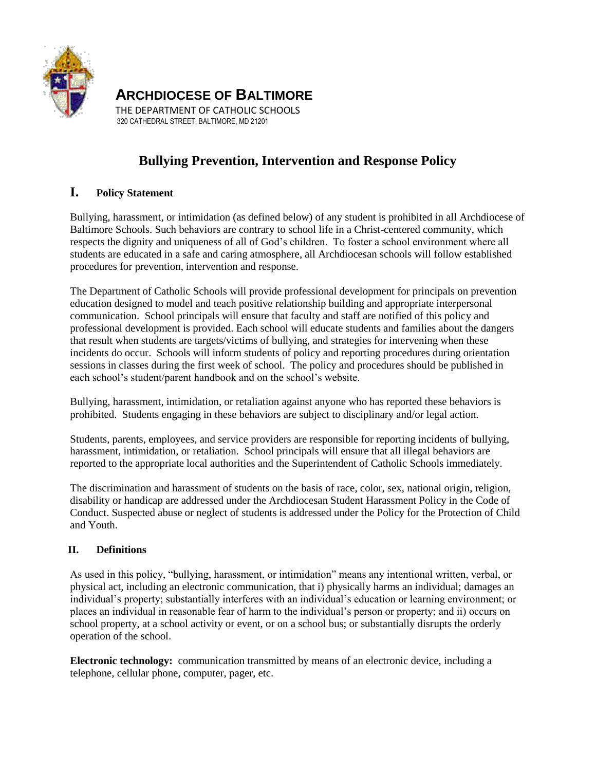**ARCHDIOCESE OF BALTIMORE**
THE DEPARTMENT OF CATHOLIC SCHOOLS
320 CATHEDRAL STREET, BALTIMORE, MD 21201

# Bullying Prevention, Intervention and Response Policy

## I. Policy Statement

Bullying, harassment, or intimidation (as defined below) of any student is prohibited in all Archdiocese of Baltimore Schools. Such behaviors are contrary to school life in a Christ-centered community, which respects the dignity and uniqueness of all of God's children. To foster a school environment where all students are educated in a safe and caring atmosphere, all Archdiocesan schools will follow established procedures for prevention, intervention and response.

The Department of Catholic Schools will provide professional development for principals on prevention education designed to model and teach positive relationship building and appropriate interpersonal communication. School principals will ensure that faculty and staff are notified of this policy and professional development is provided. Each school will educate students and families about the dangers that result when students are targets/victims of bullying, and strategies for intervening when these incidents do occur. Schools will inform students of policy and reporting procedures during orientation sessions in classes during the first week of school. The policy and procedures should be published in each school's student/parent handbook and on the school's website.

Bullying, harassment, intimidation, or retaliation against anyone who has reported these behaviors is prohibited. Students engaging in these behaviors are subject to disciplinary and/or legal action.

Students, parents, employees, and service providers are responsible for reporting incidents of bullying, harassment, intimidation, or retaliation. School principals will ensure that all illegal behaviors are reported to the appropriate local authorities and the Superintendent of Catholic Schools immediately.

The discrimination and harassment of students on the basis of race, color, sex, national origin, religion, disability or handicap are addressed under the Archdiocesan Student Harassment Policy in the Code of Conduct. Suspected abuse or neglect of students is addressed under the Policy for the Protection of Child and Youth.

## II. Definitions

As used in this policy, "bullying, harassment, or intimidation" means any intentional written, verbal, or physical act, including an electronic communication, that i) physically harms an individual; damages an individual's property; substantially interferes with an individual's education or learning environment; or places an individual in reasonable fear of harm to the individual's person or property; and ii) occurs on school property, at a school activity or event, or on a school bus; or substantially disrupts the orderly operation of the school.

**Electronic technology:** communication transmitted by means of an electronic device, including a telephone, cellular phone, computer, pager, etc.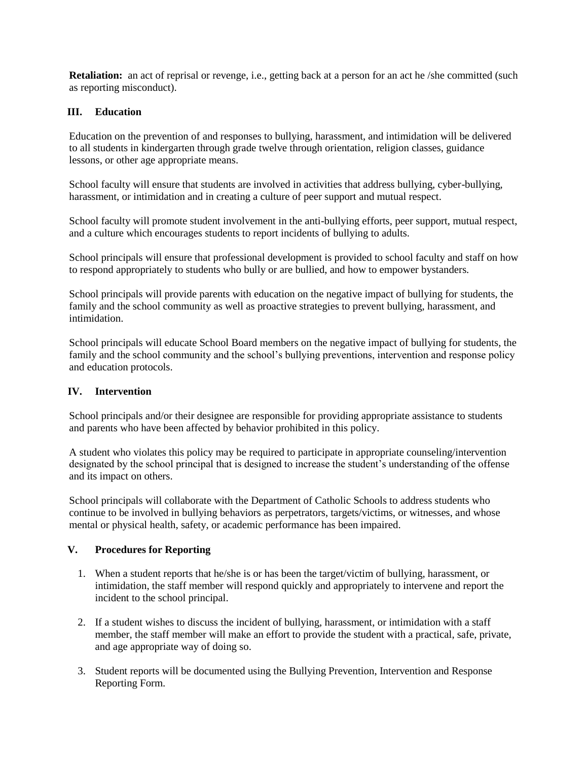**Retaliation:** an act of reprisal or revenge, i.e., getting back at a person for an act he /she committed (such as reporting misconduct).

## III. Education

Education on the prevention of and responses to bullying, harassment, and intimidation will be delivered to all students in kindergarten through grade twelve through orientation, religion classes, guidance lessons, or other age appropriate means.

School faculty will ensure that students are involved in activities that address bullying, cyber-bullying, harassment, or intimidation and in creating a culture of peer support and mutual respect.

School faculty will promote student involvement in the anti-bullying efforts, peer support, mutual respect, and a culture which encourages students to report incidents of bullying to adults.

School principals will ensure that professional development is provided to school faculty and staff on how to respond appropriately to students who bully or are bullied, and how to empower bystanders.

School principals will provide parents with education on the negative impact of bullying for students, the family and the school community as well as proactive strategies to prevent bullying, harassment, and intimidation.

School principals will educate School Board members on the negative impact of bullying for students, the family and the school community and the school's bullying preventions, intervention and response policy and education protocols.

## IV. Intervention

School principals and/or their designee are responsible for providing appropriate assistance to students and parents who have been affected by behavior prohibited in this policy.

A student who violates this policy may be required to participate in appropriate counseling/intervention designated by the school principal that is designed to increase the student's understanding of the offense and its impact on others.

School principals will collaborate with the Department of Catholic Schools to address students who continue to be involved in bullying behaviors as perpetrators, targets/victims, or witnesses, and whose mental or physical health, safety, or academic performance has been impaired.

## V. Procedures for Reporting

1. When a student reports that he/she is or has been the target/victim of bullying, harassment, or intimidation, the staff member will respond quickly and appropriately to intervene and report the incident to the school principal.

2. If a student wishes to discuss the incident of bullying, harassment, or intimidation with a staff member, the staff member will make an effort to provide the student with a practical, safe, private, and age appropriate way of doing so.

3. Student reports will be documented using the Bullying Prevention, Intervention and Response Reporting Form.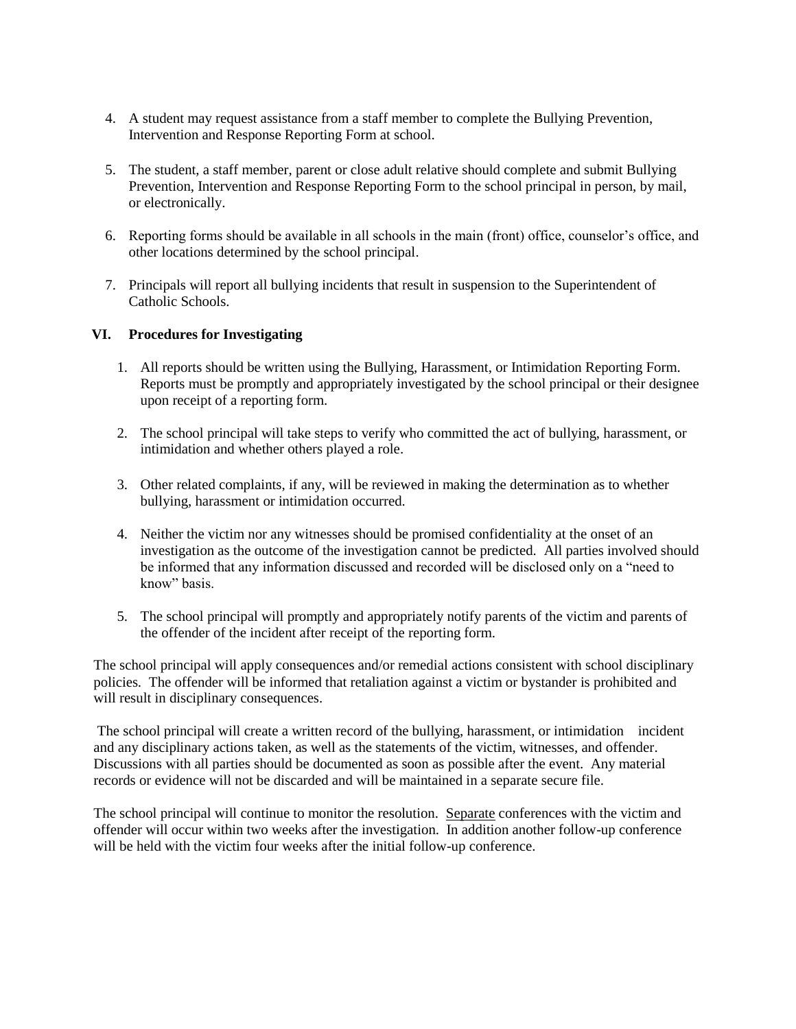4. A student may request assistance from a staff member to complete the Bullying Prevention, Intervention and Response Reporting Form at school.

5. The student, a staff member, parent or close adult relative should complete and submit Bullying Prevention, Intervention and Response Reporting Form to the school principal in person, by mail, or electronically.

6. Reporting forms should be available in all schools in the main (front) office, counselor's office, and other locations determined by the school principal.

7. Principals will report all bullying incidents that result in suspension to the Superintendent of Catholic Schools.

## VI. Procedures for Investigating

1. All reports should be written using the Bullying, Harassment, or Intimidation Reporting Form. Reports must be promptly and appropriately investigated by the school principal or their designee upon receipt of a reporting form.

2. The school principal will take steps to verify who committed the act of bullying, harassment, or intimidation and whether others played a role.

3. Other related complaints, if any, will be reviewed in making the determination as to whether bullying, harassment or intimidation occurred.

4. Neither the victim nor any witnesses should be promised confidentiality at the onset of an investigation as the outcome of the investigation cannot be predicted. All parties involved should be informed that any information discussed and recorded will be disclosed only on a "need to know" basis.

5. The school principal will promptly and appropriately notify parents of the victim and parents of the offender of the incident after receipt of the reporting form.

The school principal will apply consequences and/or remedial actions consistent with school disciplinary policies. The offender will be informed that retaliation against a victim or bystander is prohibited and will result in disciplinary consequences.

The school principal will create a written record of the bullying, harassment, or intimidation incident and any disciplinary actions taken, as well as the statements of the victim, witnesses, and offender. Discussions with all parties should be documented as soon as possible after the event. Any material records or evidence will not be discarded and will be maintained in a separate secure file.

The school principal will continue to monitor the resolution. <u>Separate</u> conferences with the victim and offender will occur within two weeks after the investigation. In addition another follow-up conference will be held with the victim four weeks after the initial follow-up conference.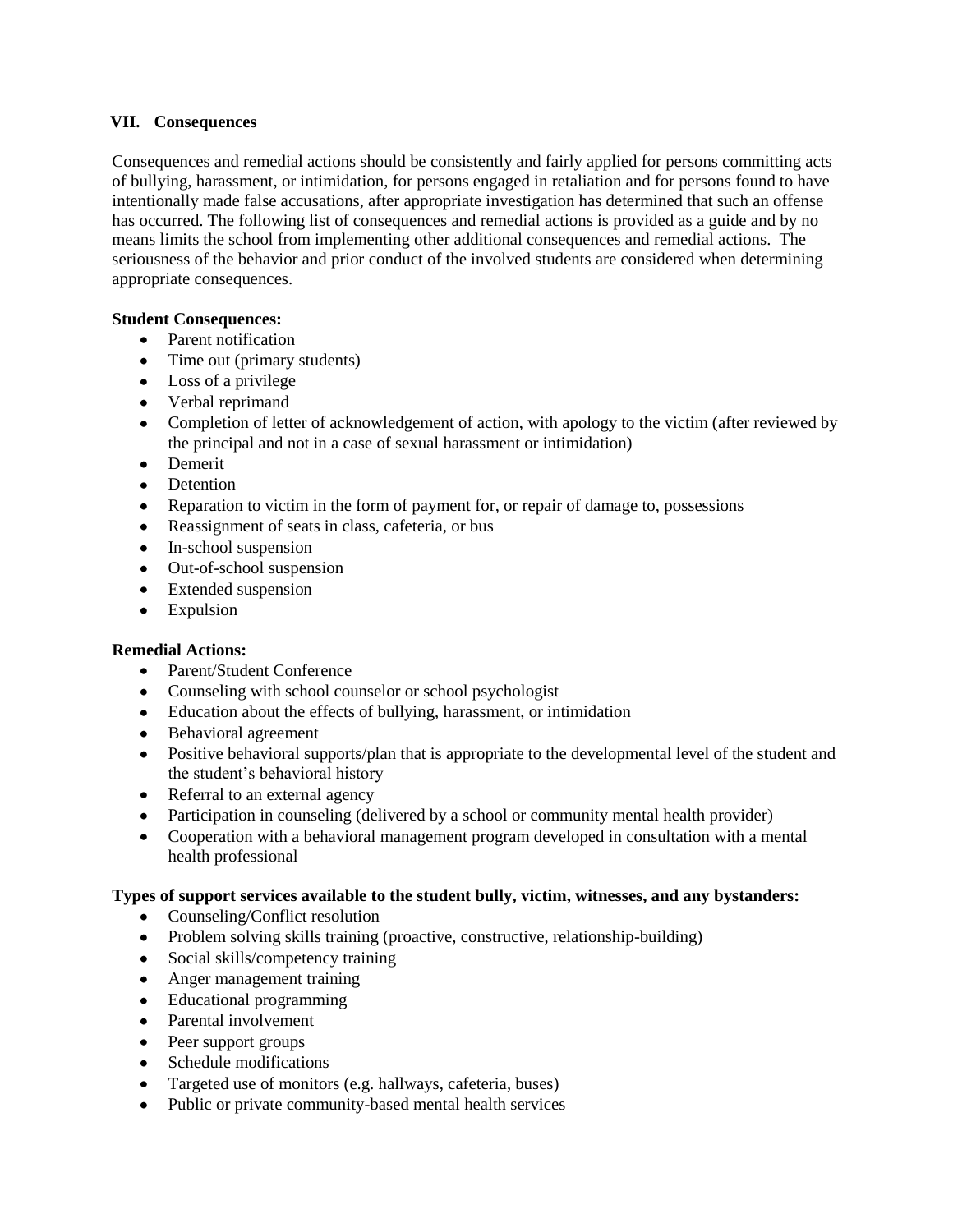## VII. Consequences

Consequences and remedial actions should be consistently and fairly applied for persons committing acts of bullying, harassment, or intimidation, for persons engaged in retaliation and for persons found to have intentionally made false accusations, after appropriate investigation has determined that such an offense has occurred. The following list of consequences and remedial actions is provided as a guide and by no means limits the school from implementing other additional consequences and remedial actions. The seriousness of the behavior and prior conduct of the involved students are considered when determining appropriate consequences.

**Student Consequences:**

- Parent notification
- Time out (primary students)
- Loss of a privilege
- Verbal reprimand
- Completion of letter of acknowledgement of action, with apology to the victim (after reviewed by the principal and not in a case of sexual harassment or intimidation)
- Demerit
- Detention
- Reparation to victim in the form of payment for, or repair of damage to, possessions
- Reassignment of seats in class, cafeteria, or bus
- In-school suspension
- Out-of-school suspension
- Extended suspension
- Expulsion

**Remedial Actions:**

- Parent/Student Conference
- Counseling with school counselor or school psychologist
- Education about the effects of bullying, harassment, or intimidation
- Behavioral agreement
- Positive behavioral supports/plan that is appropriate to the developmental level of the student and the student's behavioral history
- Referral to an external agency
- Participation in counseling (delivered by a school or community mental health provider)
- Cooperation with a behavioral management program developed in consultation with a mental health professional

**Types of support services available to the student bully, victim, witnesses, and any bystanders:**

- Counseling/Conflict resolution
- Problem solving skills training (proactive, constructive, relationship-building)
- Social skills/competency training
- Anger management training
- Educational programming
- Parental involvement
- Peer support groups
- Schedule modifications
- Targeted use of monitors (e.g. hallways, cafeteria, buses)
- Public or private community-based mental health services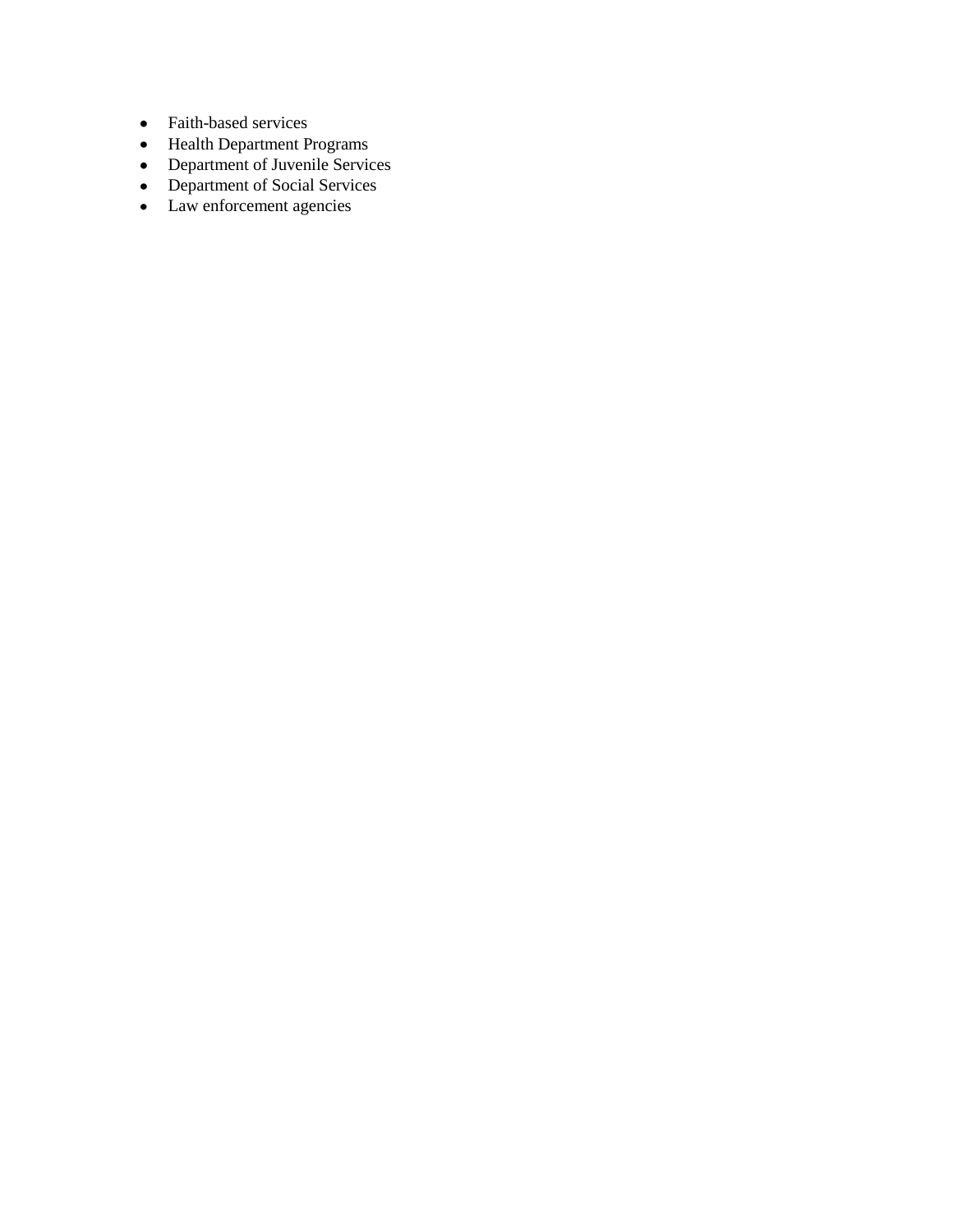- Faith-based services
- Health Department Programs
- Department of Juvenile Services
- Department of Social Services
- Law enforcement agencies